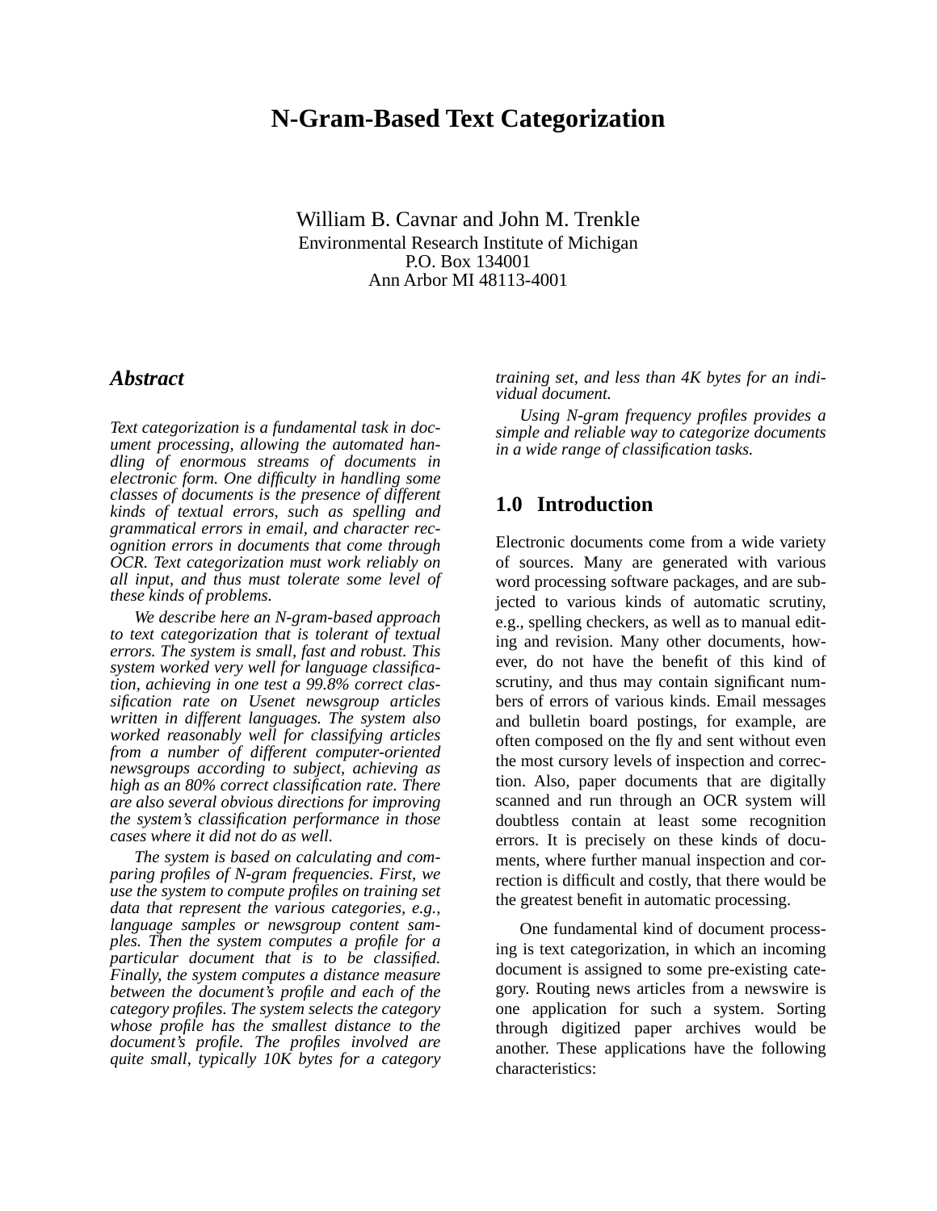# N-Gram-Based Text Categorization

William B. Cavnar and John M. Trenkle
Environmental Research Institute of Michigan
P.O. Box 134001
Ann Arbor MI 48113-4001

## *Abstract*

*Text categorization is a fundamental task in document processing, allowing the automated handling of enormous streams of documents in electronic form. One difficulty in handling some classes of documents is the presence of different kinds of textual errors, such as spelling and grammatical errors in email, and character recognition errors in documents that come through OCR. Text categorization must work reliably on all input, and thus must tolerate some level of these kinds of problems.*

*We describe here an N-gram-based approach to text categorization that is tolerant of textual errors. The system is small, fast and robust. This system worked very well for language classification, achieving in one test a 99.8% correct classification rate on Usenet newsgroup articles written in different languages. The system also worked reasonably well for classifying articles from a number of different computer-oriented newsgroups according to subject, achieving as high as an 80% correct classification rate. There are also several obvious directions for improving the system's classification performance in those cases where it did not do as well.*

*The system is based on calculating and comparing profiles of N-gram frequencies. First, we use the system to compute profiles on training set data that represent the various categories, e.g., language samples or newsgroup content samples. Then the system computes a profile for a particular document that is to be classified. Finally, the system computes a distance measure between the document's profile and each of the category profiles. The system selects the category whose profile has the smallest distance to the document's profile. The profiles involved are quite small, typically 10K bytes for a category training set, and less than 4K bytes for an individual document.*

*Using N-gram frequency profiles provides a simple and reliable way to categorize documents in a wide range of classification tasks.*

## 1.0 Introduction

Electronic documents come from a wide variety of sources. Many are generated with various word processing software packages, and are subjected to various kinds of automatic scrutiny, e.g., spelling checkers, as well as to manual editing and revision. Many other documents, however, do not have the benefit of this kind of scrutiny, and thus may contain significant numbers of errors of various kinds. Email messages and bulletin board postings, for example, are often composed on the fly and sent without even the most cursory levels of inspection and correction. Also, paper documents that are digitally scanned and run through an OCR system will doubtless contain at least some recognition errors. It is precisely on these kinds of documents, where further manual inspection and correction is difficult and costly, that there would be the greatest benefit in automatic processing.

One fundamental kind of document processing is text categorization, in which an incoming document is assigned to some pre-existing category. Routing news articles from a newswire is one application for such a system. Sorting through digitized paper archives would be another. These applications have the following characteristics: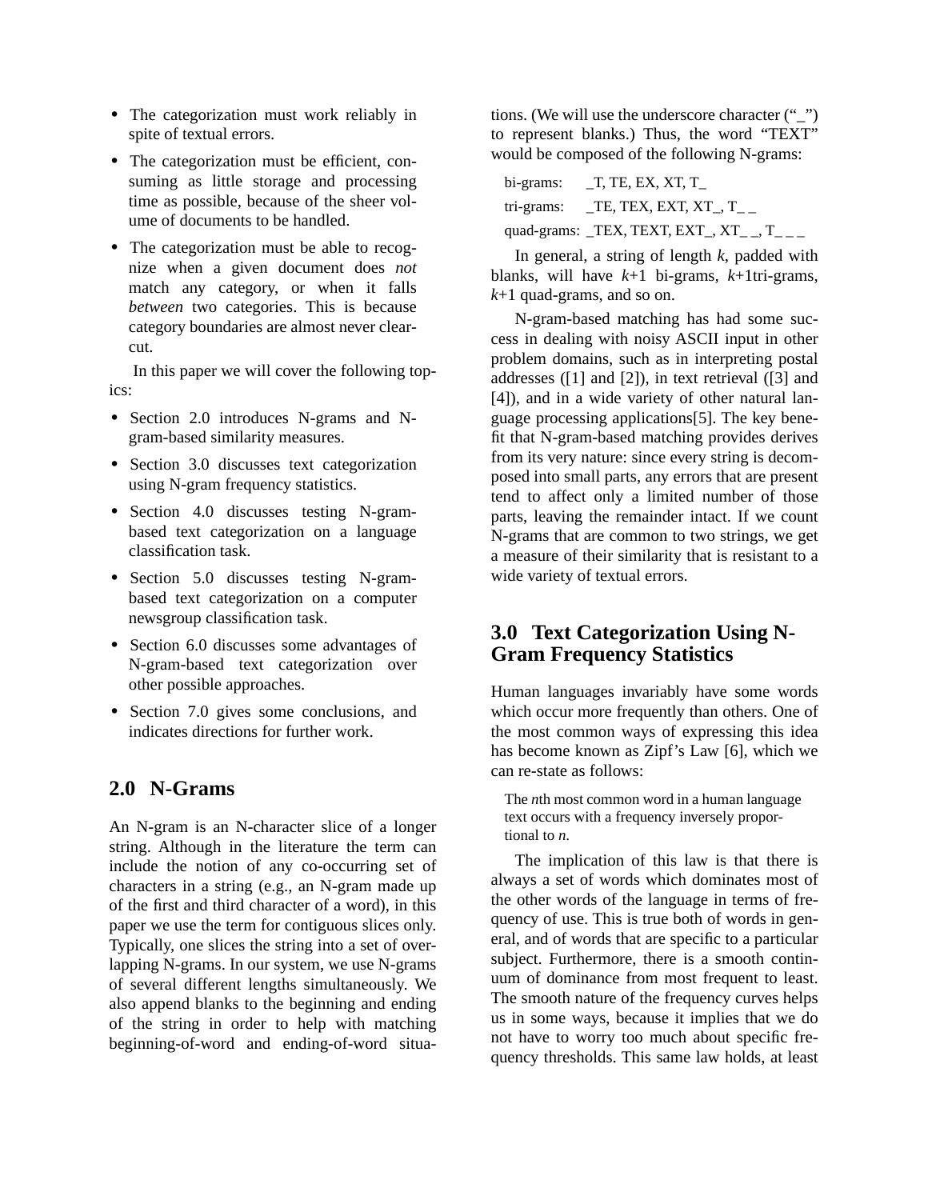- The categorization must work reliably in spite of textual errors.
- The categorization must be efficient, consuming as little storage and processing time as possible, because of the sheer volume of documents to be handled.
- The categorization must be able to recognize when a given document does *not* match any category, or when it falls *between* two categories. This is because category boundaries are almost never clear-cut.

In this paper we will cover the following topics:

- Section 2.0 introduces N-grams and N-gram-based similarity measures.
- Section 3.0 discusses text categorization using N-gram frequency statistics.
- Section 4.0 discusses testing N-gram-based text categorization on a language classification task.
- Section 5.0 discusses testing N-gram-based text categorization on a computer newsgroup classification task.
- Section 6.0 discusses some advantages of N-gram-based text categorization over other possible approaches.
- Section 7.0 gives some conclusions, and indicates directions for further work.

## 2.0 N-Grams

An N-gram is an N-character slice of a longer string. Although in the literature the term can include the notion of any co-occurring set of characters in a string (e.g., an N-gram made up of the first and third character of a word), in this paper we use the term for contiguous slices only. Typically, one slices the string into a set of overlapping N-grams. In our system, we use N-grams of several different lengths simultaneously. We also append blanks to the beginning and ending of the string in order to help with matching beginning-of-word and ending-of-word situations. (We will use the underscore character ("_") to represent blanks.) Thus, the word "TEXT" would be composed of the following N-grams:

bi-grams: _T, TE, EX, XT, T_

tri-grams: _TE, TEX, EXT, XT_, T_ _

quad-grams: _TEX, TEXT, EXT_, XT_ _, T_ _ _

In general, a string of length *k*, padded with blanks, will have *k*+1 bi-grams, *k*+1tri-grams, *k*+1 quad-grams, and so on.

N-gram-based matching has had some success in dealing with noisy ASCII input in other problem domains, such as in interpreting postal addresses ([1] and [2]), in text retrieval ([3] and [4]), and in a wide variety of other natural language processing applications[5]. The key benefit that N-gram-based matching provides derives from its very nature: since every string is decomposed into small parts, any errors that are present tend to affect only a limited number of those parts, leaving the remainder intact. If we count N-grams that are common to two strings, we get a measure of their similarity that is resistant to a wide variety of textual errors.

## 3.0 Text Categorization Using N-Gram Frequency Statistics

Human languages invariably have some words which occur more frequently than others. One of the most common ways of expressing this idea has become known as Zipf's Law [6], which we can re-state as follows:

> The *n*th most common word in a human language text occurs with a frequency inversely proportional to *n*.

The implication of this law is that there is always a set of words which dominates most of the other words of the language in terms of frequency of use. This is true both of words in general, and of words that are specific to a particular subject. Furthermore, there is a smooth continuum of dominance from most frequent to least. The smooth nature of the frequency curves helps us in some ways, because it implies that we do not have to worry too much about specific frequency thresholds. This same law holds, at least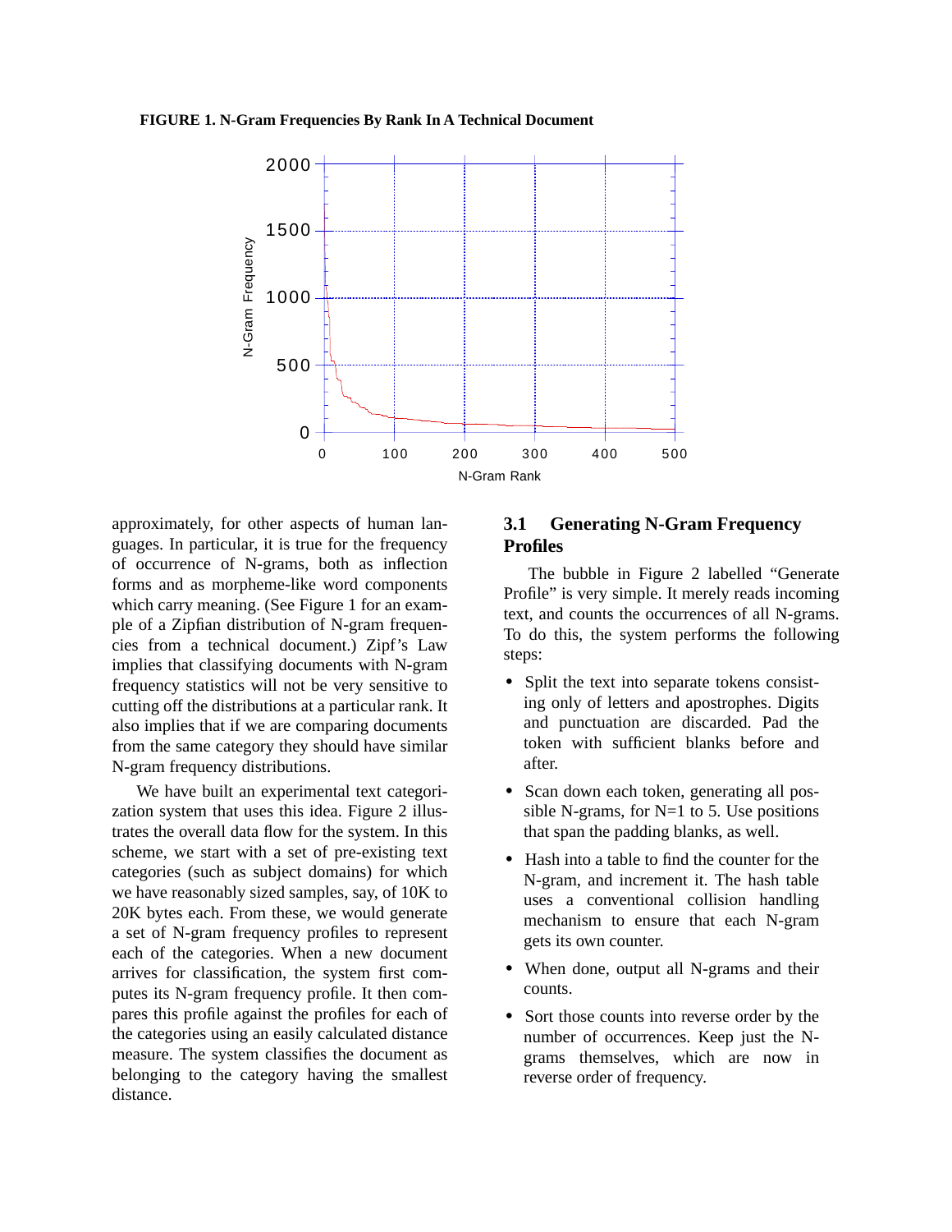**FIGURE 1. N-Gram Frequencies By Rank In A Technical Document**

approximately, for other aspects of human languages. In particular, it is true for the frequency of occurrence of N-grams, both as inflection forms and as morpheme-like word components which carry meaning. (See Figure 1 for an example of a Zipfian distribution of N-gram frequencies from a technical document.) Zipf's Law implies that classifying documents with N-gram frequency statistics will not be very sensitive to cutting off the distributions at a particular rank. It also implies that if we are comparing documents from the same category they should have similar N-gram frequency distributions.

We have built an experimental text categorization system that uses this idea. Figure 2 illustrates the overall data flow for the system. In this scheme, we start with a set of pre-existing text categories (such as subject domains) for which we have reasonably sized samples, say, of 10K to 20K bytes each. From these, we would generate a set of N-gram frequency profiles to represent each of the categories. When a new document arrives for classification, the system first computes its N-gram frequency profile. It then compares this profile against the profiles for each of the categories using an easily calculated distance measure. The system classifies the document as belonging to the category having the smallest distance.

## 3.1 Generating N-Gram Frequency Profiles

The bubble in Figure 2 labelled "Generate Profile" is very simple. It merely reads incoming text, and counts the occurrences of all N-grams. To do this, the system performs the following steps:

- Split the text into separate tokens consisting only of letters and apostrophes. Digits and punctuation are discarded. Pad the token with sufficient blanks before and after.
- Scan down each token, generating all possible N-grams, for N=1 to 5. Use positions that span the padding blanks, as well.
- Hash into a table to find the counter for the N-gram, and increment it. The hash table uses a conventional collision handling mechanism to ensure that each N-gram gets its own counter.
- When done, output all N-grams and their counts.
- Sort those counts into reverse order by the number of occurrences. Keep just the N-grams themselves, which are now in reverse order of frequency.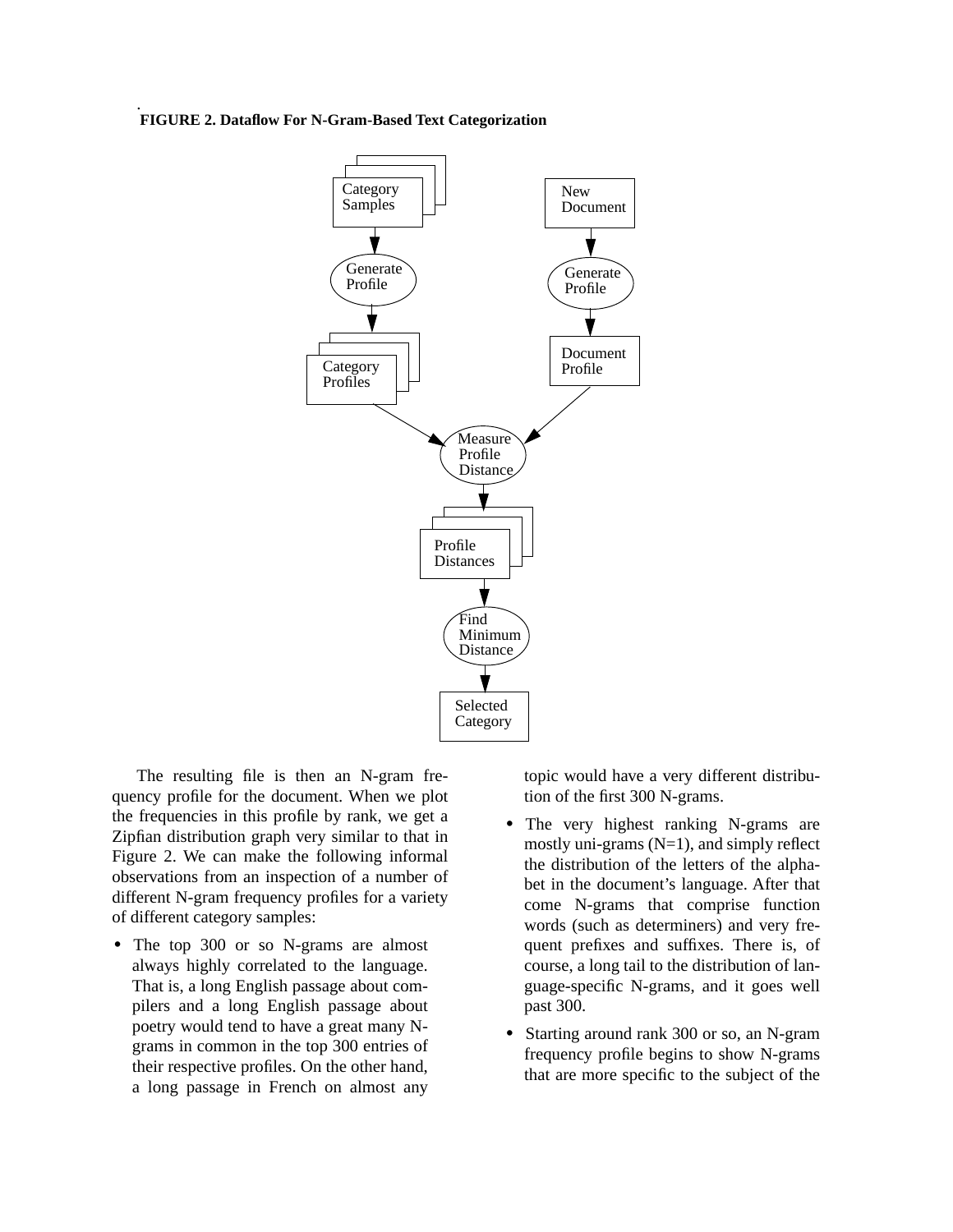**FIGURE 2. Dataflow For N-Gram-Based Text Categorization**

The resulting file is then an N-gram frequency profile for the document. When we plot the frequencies in this profile by rank, we get a Zipfian distribution graph very similar to that in Figure 2. We can make the following informal observations from an inspection of a number of different N-gram frequency profiles for a variety of different category samples:

- The top 300 or so N-grams are almost always highly correlated to the language. That is, a long English passage about compilers and a long English passage about poetry would tend to have a great many N-grams in common in the top 300 entries of their respective profiles. On the other hand, a long passage in French on almost any topic would have a very different distribution of the first 300 N-grams.
- The very highest ranking N-grams are mostly uni-grams (N=1), and simply reflect the distribution of the letters of the alphabet in the document's language. After that come N-grams that comprise function words (such as determiners) and very frequent prefixes and suffixes. There is, of course, a long tail to the distribution of language-specific N-grams, and it goes well past 300.
- Starting around rank 300 or so, an N-gram frequency profile begins to show N-grams that are more specific to the subject of the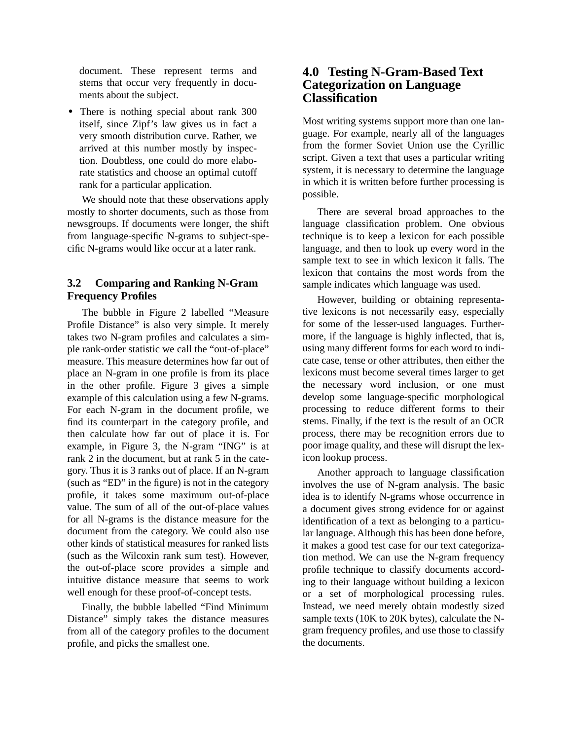document. These represent terms and stems that occur very frequently in documents about the subject.

- There is nothing special about rank 300 itself, since Zipf's law gives us in fact a very smooth distribution curve. Rather, we arrived at this number mostly by inspection. Doubtless, one could do more elaborate statistics and choose an optimal cutoff rank for a particular application.

We should note that these observations apply mostly to shorter documents, such as those from newsgroups. If documents were longer, the shift from language-specific N-grams to subject-specific N-grams would like occur at a later rank.

### 3.2 Comparing and Ranking N-Gram Frequency Profiles

The bubble in Figure 2 labelled "Measure Profile Distance" is also very simple. It merely takes two N-gram profiles and calculates a simple rank-order statistic we call the "out-of-place" measure. This measure determines how far out of place an N-gram in one profile is from its place in the other profile. Figure 3 gives a simple example of this calculation using a few N-grams. For each N-gram in the document profile, we find its counterpart in the category profile, and then calculate how far out of place it is. For example, in Figure 3, the N-gram "ING" is at rank 2 in the document, but at rank 5 in the category. Thus it is 3 ranks out of place. If an N-gram (such as "ED" in the figure) is not in the category profile, it takes some maximum out-of-place value. The sum of all of the out-of-place values for all N-grams is the distance measure for the document from the category. We could also use other kinds of statistical measures for ranked lists (such as the Wilcoxin rank sum test). However, the out-of-place score provides a simple and intuitive distance measure that seems to work well enough for these proof-of-concept tests.

Finally, the bubble labelled "Find Minimum Distance" simply takes the distance measures from all of the category profiles to the document profile, and picks the smallest one.

## 4.0 Testing N-Gram-Based Text Categorization on Language Classification

Most writing systems support more than one language. For example, nearly all of the languages from the former Soviet Union use the Cyrillic script. Given a text that uses a particular writing system, it is necessary to determine the language in which it is written before further processing is possible.

There are several broad approaches to the language classification problem. One obvious technique is to keep a lexicon for each possible language, and then to look up every word in the sample text to see in which lexicon it falls. The lexicon that contains the most words from the sample indicates which language was used.

However, building or obtaining representative lexicons is not necessarily easy, especially for some of the lesser-used languages. Furthermore, if the language is highly inflected, that is, using many different forms for each word to indicate case, tense or other attributes, then either the lexicons must become several times larger to get the necessary word inclusion, or one must develop some language-specific morphological processing to reduce different forms to their stems. Finally, if the text is the result of an OCR process, there may be recognition errors due to poor image quality, and these will disrupt the lexicon lookup process.

Another approach to language classification involves the use of N-gram analysis. The basic idea is to identify N-grams whose occurrence in a document gives strong evidence for or against identification of a text as belonging to a particular language. Although this has been done before, it makes a good test case for our text categorization method. We can use the N-gram frequency profile technique to classify documents according to their language without building a lexicon or a set of morphological processing rules. Instead, we need merely obtain modestly sized sample texts (10K to 20K bytes), calculate the N-gram frequency profiles, and use those to classify the documents.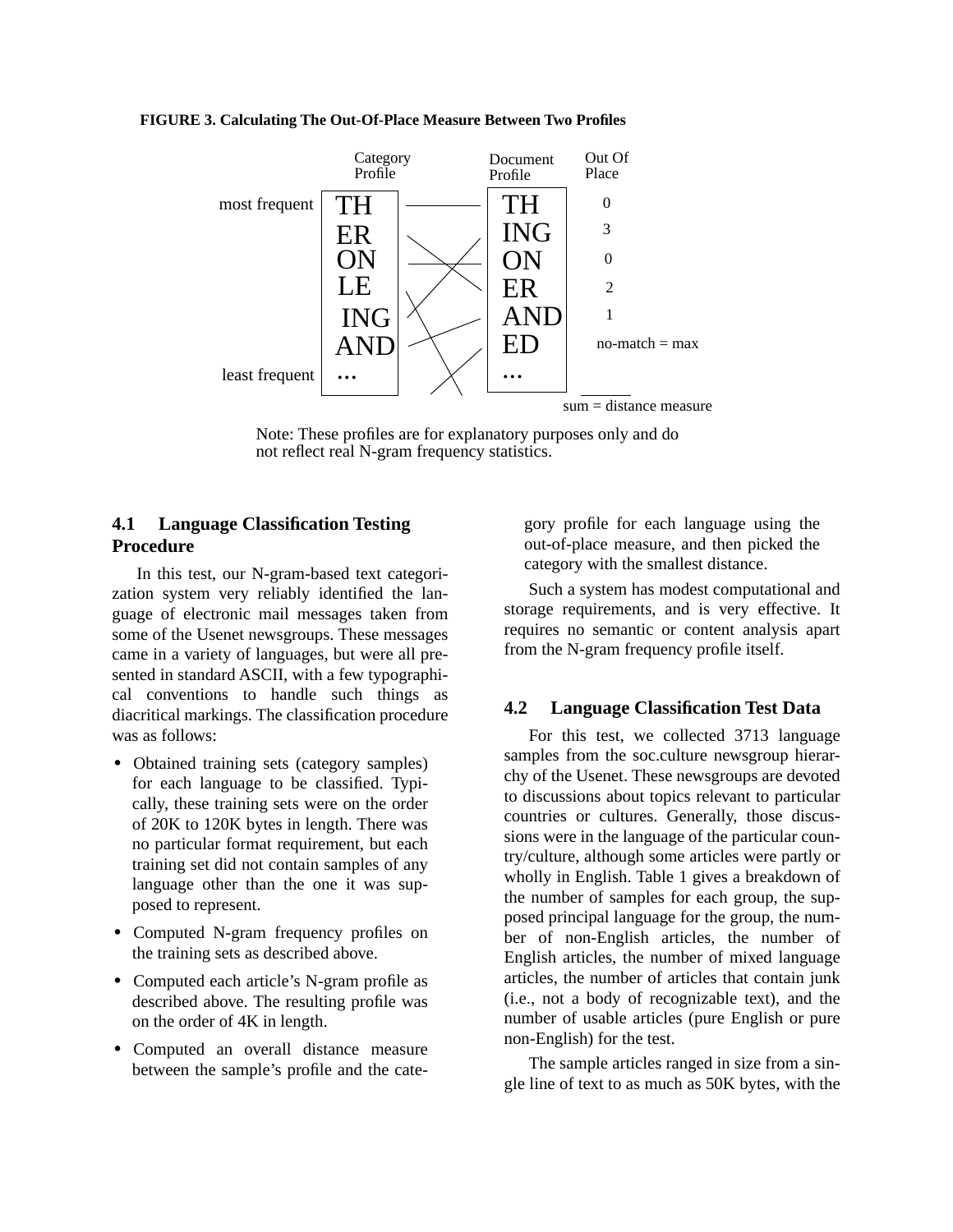**FIGURE 3. Calculating The Out-Of-Place Measure Between Two Profiles**

| | Category Profile | Document Profile | Out Of Place |
|---|---|---|---|
| most frequent | TH | TH | 0 |
| | ER | ING | 3 |
| | ON | ON | 0 |
| | LE | ER | 2 |
| | ING | AND | 1 |
| | AND | ED | no-match = max |
| least frequent | ... | ... | |
| | | | sum = distance measure |

Note: These profiles are for explanatory purposes only and do not reflect real N-gram frequency statistics.

## 4.1 Language Classification Testing Procedure

In this test, our N-gram-based text categorization system very reliably identified the language of electronic mail messages taken from some of the Usenet newsgroups. These messages came in a variety of languages, but were all presented in standard ASCII, with a few typographical conventions to handle such things as diacritical markings. The classification procedure was as follows:

- Obtained training sets (category samples) for each language to be classified. Typically, these training sets were on the order of 20K to 120K bytes in length. There was no particular format requirement, but each training set did not contain samples of any language other than the one it was supposed to represent.
- Computed N-gram frequency profiles on the training sets as described above.
- Computed each article's N-gram profile as described above. The resulting profile was on the order of 4K in length.
- Computed an overall distance measure between the sample's profile and the category profile for each language using the out-of-place measure, and then picked the category with the smallest distance.

Such a system has modest computational and storage requirements, and is very effective. It requires no semantic or content analysis apart from the N-gram frequency profile itself.

## 4.2 Language Classification Test Data

For this test, we collected 3713 language samples from the soc.culture newsgroup hierarchy of the Usenet. These newsgroups are devoted to discussions about topics relevant to particular countries or cultures. Generally, those discussions were in the language of the particular country/culture, although some articles were partly or wholly in English. Table 1 gives a breakdown of the number of samples for each group, the supposed principal language for the group, the number of non-English articles, the number of English articles, the number of mixed language articles, the number of articles that contain junk (i.e., not a body of recognizable text), and the number of usable articles (pure English or pure non-English) for the test.

The sample articles ranged in size from a single line of text to as much as 50K bytes, with the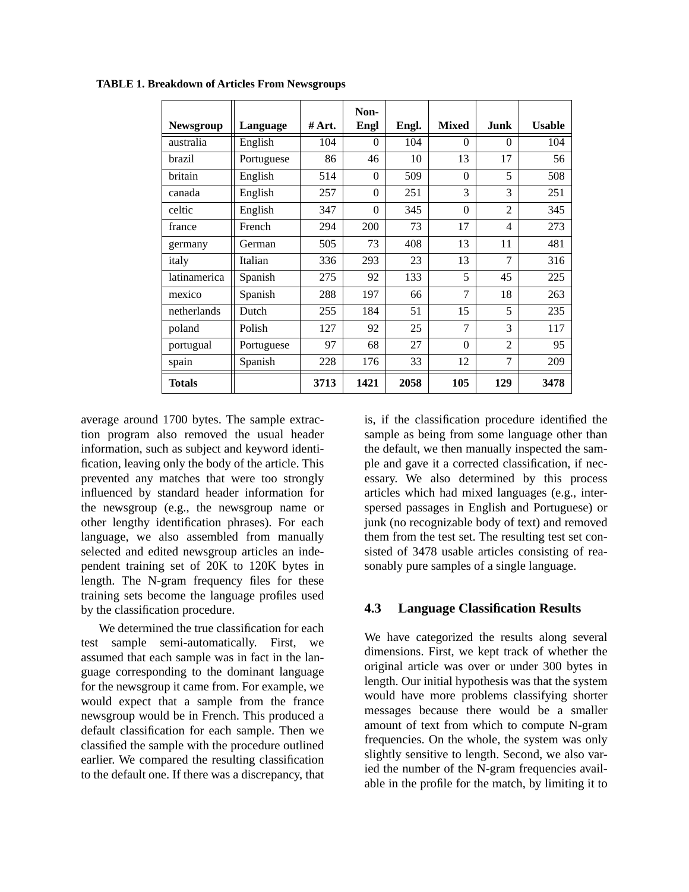**TABLE 1. Breakdown of Articles From Newsgroups**

| Newsgroup | Language | # Art. | Non-Engl | Engl. | Mixed | Junk | Usable |
|---|---|---|---|---|---|---|---|
| australia | English | 104 | 0 | 104 | 0 | 0 | 104 |
| brazil | Portuguese | 86 | 46 | 10 | 13 | 17 | 56 |
| britain | English | 514 | 0 | 509 | 0 | 5 | 508 |
| canada | English | 257 | 0 | 251 | 3 | 3 | 251 |
| celtic | English | 347 | 0 | 345 | 0 | 2 | 345 |
| france | French | 294 | 200 | 73 | 17 | 4 | 273 |
| germany | German | 505 | 73 | 408 | 13 | 11 | 481 |
| italy | Italian | 336 | 293 | 23 | 13 | 7 | 316 |
| latinamerica | Spanish | 275 | 92 | 133 | 5 | 45 | 225 |
| mexico | Spanish | 288 | 197 | 66 | 7 | 18 | 263 |
| netherlands | Dutch | 255 | 184 | 51 | 15 | 5 | 235 |
| poland | Polish | 127 | 92 | 25 | 7 | 3 | 117 |
| portugual | Portuguese | 97 | 68 | 27 | 0 | 2 | 95 |
| spain | Spanish | 228 | 176 | 33 | 12 | 7 | 209 |
| **Totals** | | **3713** | **1421** | **2058** | **105** | **129** | **3478** |

average around 1700 bytes. The sample extraction program also removed the usual header information, such as subject and keyword identification, leaving only the body of the article. This prevented any matches that were too strongly influenced by standard header information for the newsgroup (e.g., the newsgroup name or other lengthy identification phrases). For each language, we also assembled from manually selected and edited newsgroup articles an independent training set of 20K to 120K bytes in length. The N-gram frequency files for these training sets become the language profiles used by the classification procedure.

We determined the true classification for each test sample semi-automatically. First, we assumed that each sample was in fact in the language corresponding to the dominant language for the newsgroup it came from. For example, we would expect that a sample from the france newsgroup would be in French. This produced a default classification for each sample. Then we classified the sample with the procedure outlined earlier. We compared the resulting classification to the default one. If there was a discrepancy, that is, if the classification procedure identified the sample as being from some language other than the default, we then manually inspected the sample and gave it a corrected classification, if necessary. We also determined by this process articles which had mixed languages (e.g., interspersed passages in English and Portuguese) or junk (no recognizable body of text) and removed them from the test set. The resulting test set consisted of 3478 usable articles consisting of reasonably pure samples of a single language.

### 4.3 Language Classification Results

We have categorized the results along several dimensions. First, we kept track of whether the original article was over or under 300 bytes in length. Our initial hypothesis was that the system would have more problems classifying shorter messages because there would be a smaller amount of text from which to compute N-gram frequencies. On the whole, the system was only slightly sensitive to length. Second, we also varied the number of the N-gram frequencies available in the profile for the match, by limiting it to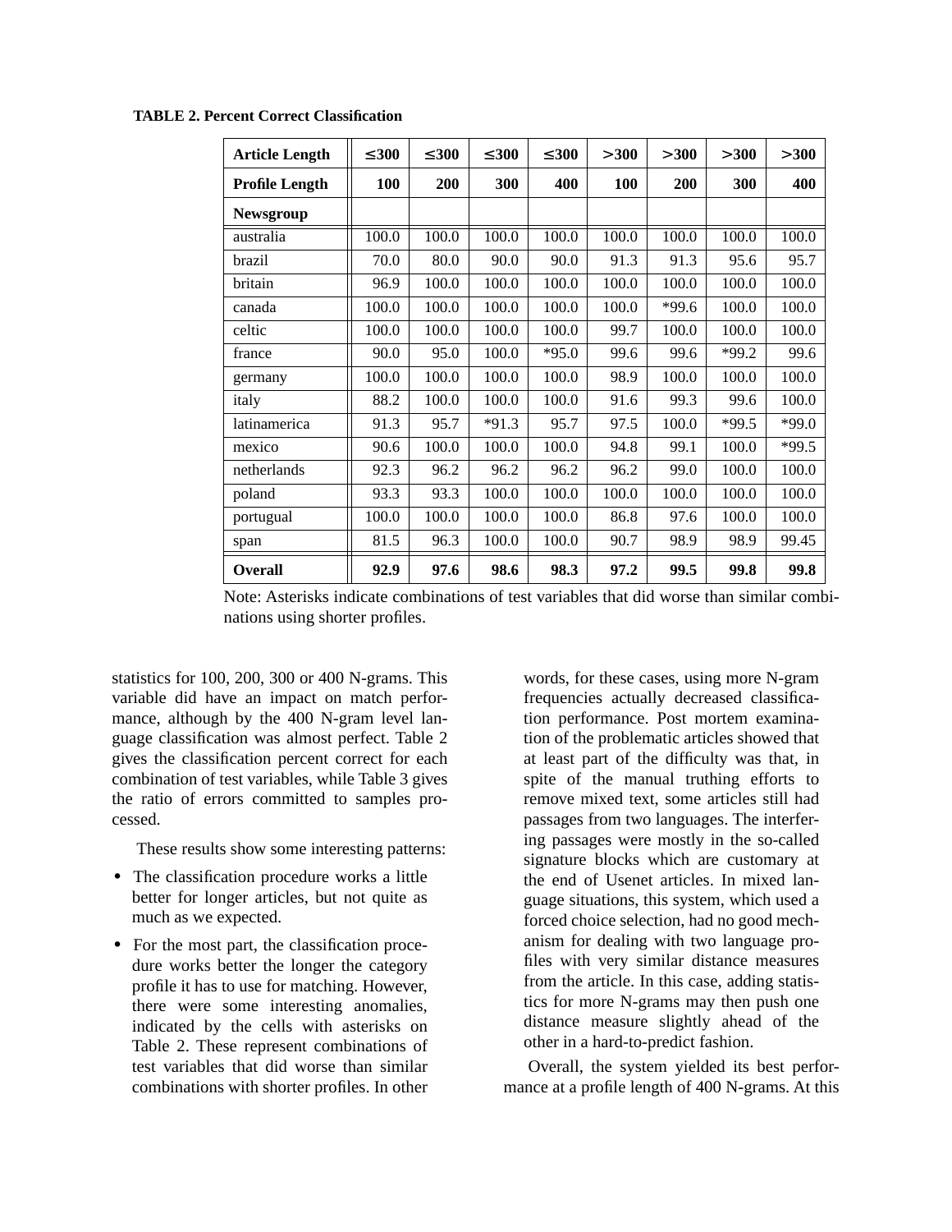**TABLE 2. Percent Correct Classification**

| Article Length | ≤300 | ≤300 | ≤300 | ≤300 | >300 | >300 | >300 | >300 |
|---|---|---|---|---|---|---|---|---|
| **Profile Length** | **100** | **200** | **300** | **400** | **100** | **200** | **300** | **400** |
| **Newsgroup** | | | | | | | | |
| australia | 100.0 | 100.0 | 100.0 | 100.0 | 100.0 | 100.0 | 100.0 | 100.0 |
| brazil | 70.0 | 80.0 | 90.0 | 90.0 | 91.3 | 91.3 | 95.6 | 95.7 |
| britain | 96.9 | 100.0 | 100.0 | 100.0 | 100.0 | 100.0 | 100.0 | 100.0 |
| canada | 100.0 | 100.0 | 100.0 | 100.0 | 100.0 | *99.6 | 100.0 | 100.0 |
| celtic | 100.0 | 100.0 | 100.0 | 100.0 | 99.7 | 100.0 | 100.0 | 100.0 |
| france | 90.0 | 95.0 | 100.0 | *95.0 | 99.6 | 99.6 | *99.2 | 99.6 |
| germany | 100.0 | 100.0 | 100.0 | 100.0 | 98.9 | 100.0 | 100.0 | 100.0 |
| italy | 88.2 | 100.0 | 100.0 | 100.0 | 91.6 | 99.3 | 99.6 | 100.0 |
| latinamerica | 91.3 | 95.7 | *91.3 | 95.7 | 97.5 | 100.0 | *99.5 | *99.0 |
| mexico | 90.6 | 100.0 | 100.0 | 100.0 | 94.8 | 99.1 | 100.0 | *99.5 |
| netherlands | 92.3 | 96.2 | 96.2 | 96.2 | 96.2 | 99.0 | 100.0 | 100.0 |
| poland | 93.3 | 93.3 | 100.0 | 100.0 | 100.0 | 100.0 | 100.0 | 100.0 |
| portugual | 100.0 | 100.0 | 100.0 | 100.0 | 86.8 | 97.6 | 100.0 | 100.0 |
| span | 81.5 | 96.3 | 100.0 | 100.0 | 90.7 | 98.9 | 98.9 | 99.45 |
| **Overall** | **92.9** | **97.6** | **98.6** | **98.3** | **97.2** | **99.5** | **99.8** | **99.8** |

Note: Asterisks indicate combinations of test variables that did worse than similar combinations using shorter profiles.

statistics for 100, 200, 300 or 400 N-grams. This variable did have an impact on match performance, although by the 400 N-gram level language classification was almost perfect. Table 2 gives the classification percent correct for each combination of test variables, while Table 3 gives the ratio of errors committed to samples processed.

These results show some interesting patterns:

- The classification procedure works a little better for longer articles, but not quite as much as we expected.
- For the most part, the classification procedure works better the longer the category profile it has to use for matching. However, there were some interesting anomalies, indicated by the cells with asterisks on Table 2. These represent combinations of test variables that did worse than similar combinations with shorter profiles. In other words, for these cases, using more N-gram frequencies actually decreased classification performance. Post mortem examination of the problematic articles showed that at least part of the difficulty was that, in spite of the manual truthing efforts to remove mixed text, some articles still had passages from two languages. The interfering passages were mostly in the so-called signature blocks which are customary at the end of Usenet articles. In mixed language situations, this system, which used a forced choice selection, had no good mechanism for dealing with two language profiles with very similar distance measures from the article. In this case, adding statistics for more N-grams may then push one distance measure slightly ahead of the other in a hard-to-predict fashion.

Overall, the system yielded its best performance at a profile length of 400 N-grams. At this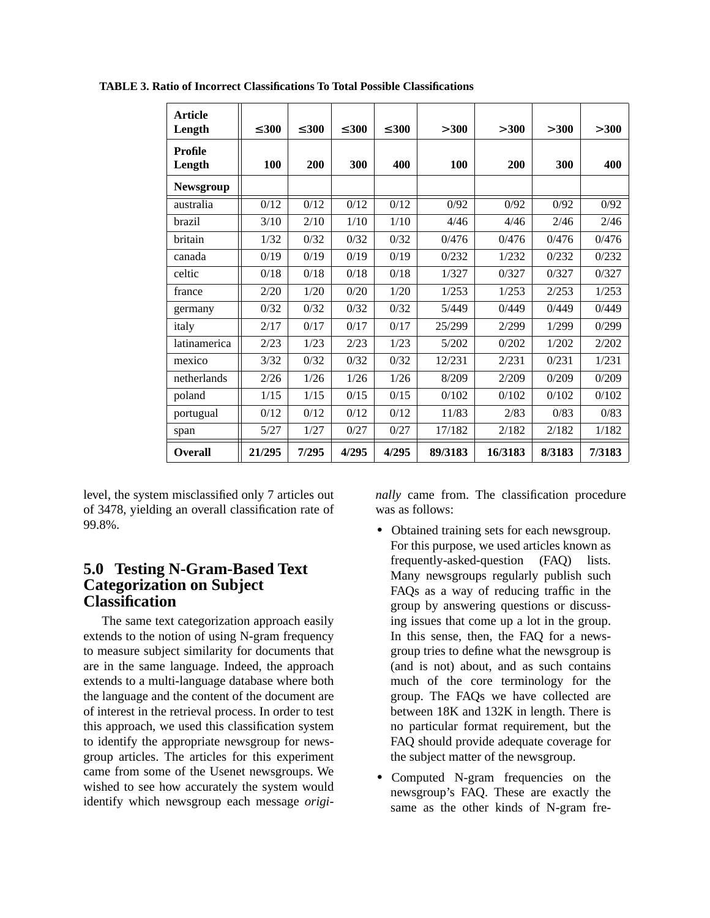**TABLE 3. Ratio of Incorrect Classifications To Total Possible Classifications**

| Article Length | ≤300 | ≤300 | ≤300 | ≤300 | >300 | >300 | >300 | >300 |
|---|---|---|---|---|---|---|---|---|
| **Profile Length** | **100** | **200** | **300** | **400** | **100** | **200** | **300** | **400** |
| **Newsgroup** | | | | | | | | |
| australia | 0/12 | 0/12 | 0/12 | 0/12 | 0/92 | 0/92 | 0/92 | 0/92 |
| brazil | 3/10 | 2/10 | 1/10 | 1/10 | 4/46 | 4/46 | 2/46 | 2/46 |
| britain | 1/32 | 0/32 | 0/32 | 0/32 | 0/476 | 0/476 | 0/476 | 0/476 |
| canada | 0/19 | 0/19 | 0/19 | 0/19 | 0/232 | 1/232 | 0/232 | 0/232 |
| celtic | 0/18 | 0/18 | 0/18 | 0/18 | 1/327 | 0/327 | 0/327 | 0/327 |
| france | 2/20 | 1/20 | 0/20 | 1/20 | 1/253 | 1/253 | 2/253 | 1/253 |
| germany | 0/32 | 0/32 | 0/32 | 0/32 | 5/449 | 0/449 | 0/449 | 0/449 |
| italy | 2/17 | 0/17 | 0/17 | 0/17 | 25/299 | 2/299 | 1/299 | 0/299 |
| latinamerica | 2/23 | 1/23 | 2/23 | 1/23 | 5/202 | 0/202 | 1/202 | 2/202 |
| mexico | 3/32 | 0/32 | 0/32 | 0/32 | 12/231 | 2/231 | 0/231 | 1/231 |
| netherlands | 2/26 | 1/26 | 1/26 | 1/26 | 8/209 | 2/209 | 0/209 | 0/209 |
| poland | 1/15 | 1/15 | 0/15 | 0/15 | 0/102 | 0/102 | 0/102 | 0/102 |
| portugual | 0/12 | 0/12 | 0/12 | 0/12 | 11/83 | 2/83 | 0/83 | 0/83 |
| span | 5/27 | 1/27 | 0/27 | 0/27 | 17/182 | 2/182 | 2/182 | 1/182 |
| **Overall** | **21/295** | **7/295** | **4/295** | **4/295** | **89/3183** | **16/3183** | **8/3183** | **7/3183** |

level, the system misclassified only 7 articles out of 3478, yielding an overall classification rate of 99.8%.

## 5.0 Testing N-Gram-Based Text Categorization on Subject Classification

The same text categorization approach easily extends to the notion of using N-gram frequency to measure subject similarity for documents that are in the same language. Indeed, the approach extends to a multi-language database where both the language and the content of the document are of interest in the retrieval process. In order to test this approach, we used this classification system to identify the appropriate newsgroup for newsgroup articles. The articles for this experiment came from some of the Usenet newsgroups. We wished to see how accurately the system would identify which newsgroup each message *originally* came from. The classification procedure was as follows:

- Obtained training sets for each newsgroup. For this purpose, we used articles known as frequently-asked-question (FAQ) lists. Many newsgroups regularly publish such FAQs as a way of reducing traffic in the group by answering questions or discussing issues that come up a lot in the group. In this sense, then, the FAQ for a newsgroup tries to define what the newsgroup is (and is not) about, and as such contains much of the core terminology for the group. The FAQs we have collected are between 18K and 132K in length. There is no particular format requirement, but the FAQ should provide adequate coverage for the subject matter of the newsgroup.
- Computed N-gram frequencies on the newsgroup's FAQ. These are exactly the same as the other kinds of N-gram fre-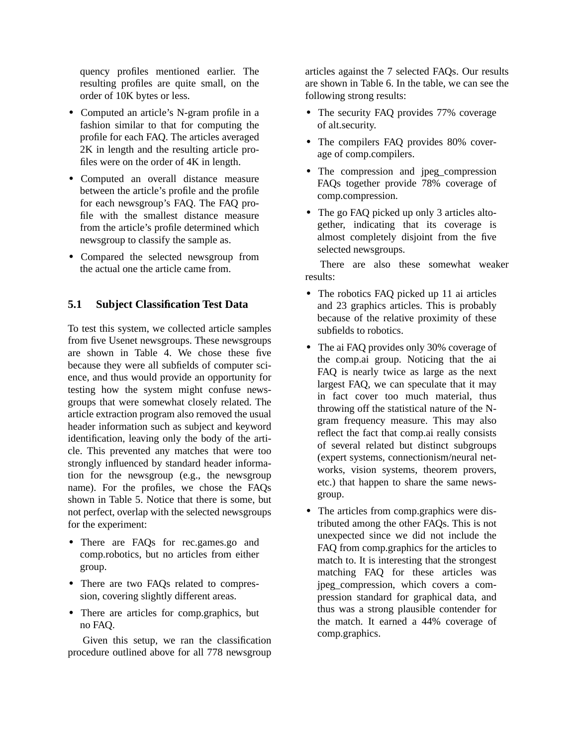quency profiles mentioned earlier. The resulting profiles are quite small, on the order of 10K bytes or less.

- Computed an article's N-gram profile in a fashion similar to that for computing the profile for each FAQ. The articles averaged 2K in length and the resulting article profiles were on the order of 4K in length.
- Computed an overall distance measure between the article's profile and the profile for each newsgroup's FAQ. The FAQ profile with the smallest distance measure from the article's profile determined which newsgroup to classify the sample as.
- Compared the selected newsgroup from the actual one the article came from.

### 5.1 Subject Classification Test Data

To test this system, we collected article samples from five Usenet newsgroups. These newsgroups are shown in Table 4. We chose these five because they were all subfields of computer science, and thus would provide an opportunity for testing how the system might confuse newsgroups that were somewhat closely related. The article extraction program also removed the usual header information such as subject and keyword identification, leaving only the body of the article. This prevented any matches that were too strongly influenced by standard header information for the newsgroup (e.g., the newsgroup name). For the profiles, we chose the FAQs shown in Table 5. Notice that there is some, but not perfect, overlap with the selected newsgroups for the experiment:

- There are FAQs for rec.games.go and comp.robotics, but no articles from either group.
- There are two FAQs related to compression, covering slightly different areas.
- There are articles for comp.graphics, but no FAQ.

Given this setup, we ran the classification procedure outlined above for all 778 newsgroup articles against the 7 selected FAQs. Our results are shown in Table 6. In the table, we can see the following strong results:

- The security FAQ provides 77% coverage of alt.security.
- The compilers FAQ provides 80% coverage of comp.compilers.
- The compression and jpeg_compression FAQs together provide 78% coverage of comp.compression.
- The go FAQ picked up only 3 articles altogether, indicating that its coverage is almost completely disjoint from the five selected newsgroups.

There are also these somewhat weaker results:

- The robotics FAQ picked up 11 ai articles and 23 graphics articles. This is probably because of the relative proximity of these subfields to robotics.
- The ai FAQ provides only 30% coverage of the comp.ai group. Noticing that the ai FAQ is nearly twice as large as the next largest FAQ, we can speculate that it may in fact cover too much material, thus throwing off the statistical nature of the N-gram frequency measure. This may also reflect the fact that comp.ai really consists of several related but distinct subgroups (expert systems, connectionism/neural networks, vision systems, theorem provers, etc.) that happen to share the same newsgroup.
- The articles from comp.graphics were distributed among the other FAQs. This is not unexpected since we did not include the FAQ from comp.graphics for the articles to match to. It is interesting that the strongest matching FAQ for these articles was jpeg_compression, which covers a compression standard for graphical data, and thus was a strong plausible contender for the match. It earned a 44% coverage of comp.graphics.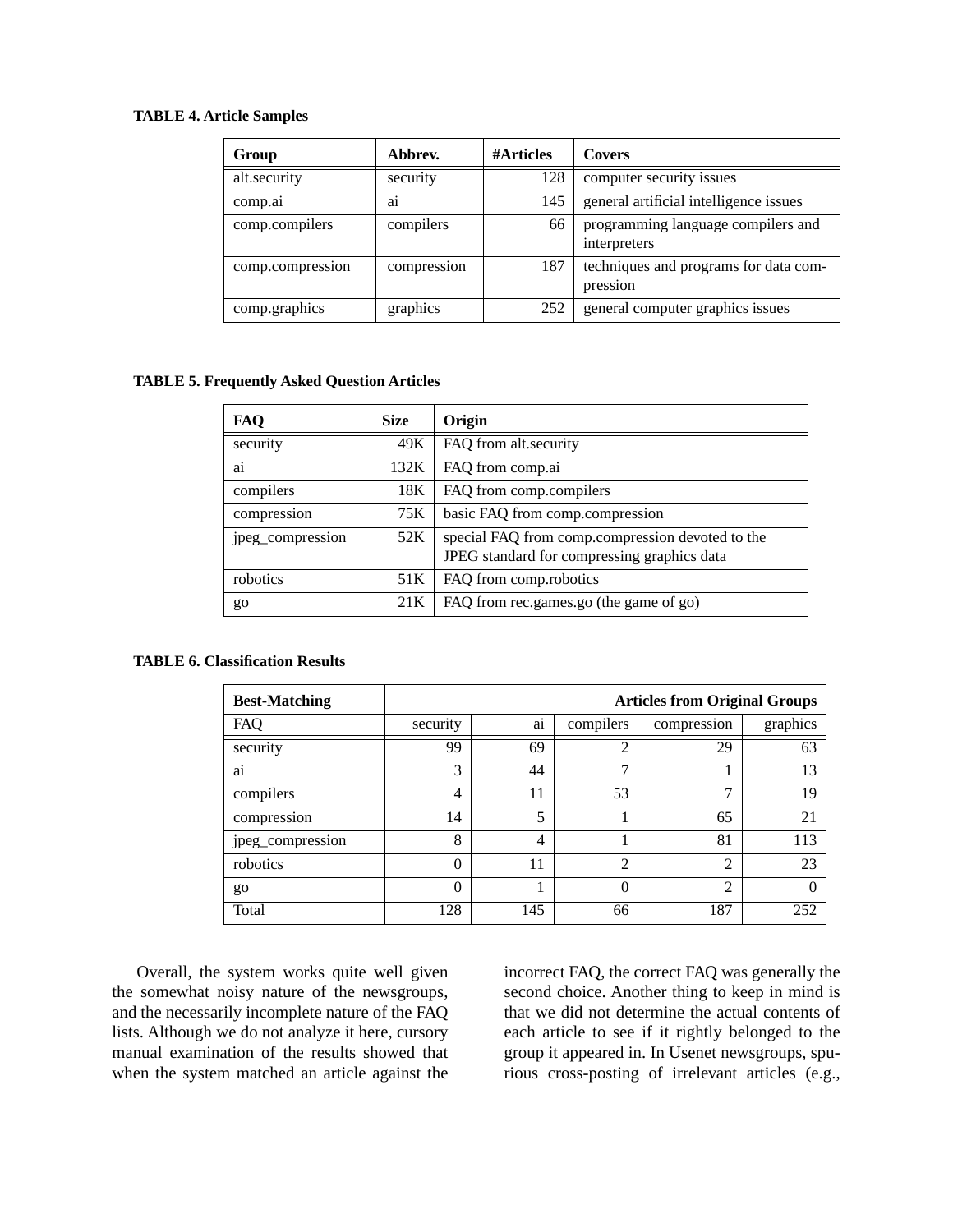**TABLE 4. Article Samples**

| Group | Abbrev. | #Articles | Covers |
|---|---|---|---|
| alt.security | security | 128 | computer security issues |
| comp.ai | ai | 145 | general artificial intelligence issues |
| comp.compilers | compilers | 66 | programming language compilers and interpreters |
| comp.compression | compression | 187 | techniques and programs for data compression |
| comp.graphics | graphics | 252 | general computer graphics issues |

**TABLE 5. Frequently Asked Question Articles**

| FAQ | Size | Origin |
|---|---|---|
| security | 49K | FAQ from alt.security |
| ai | 132K | FAQ from comp.ai |
| compilers | 18K | FAQ from comp.compilers |
| compression | 75K | basic FAQ from comp.compression |
| jpeg_compression | 52K | special FAQ from comp.compression devoted to the JPEG standard for compressing graphics data |
| robotics | 51K | FAQ from comp.robotics |
| go | 21K | FAQ from rec.games.go (the game of go) |

**TABLE 6. Classification Results**

| Best-Matching | Articles from Original Groups | | | | |
|---|---|---|---|---|---|
| FAQ | security | ai | compilers | compression | graphics |
| security | 99 | 69 | 2 | 29 | 63 |
| ai | 3 | 44 | 7 | 1 | 13 |
| compilers | 4 | 11 | 53 | 7 | 19 |
| compression | 14 | 5 | 1 | 65 | 21 |
| jpeg_compression | 8 | 4 | 1 | 81 | 113 |
| robotics | 0 | 11 | 2 | 2 | 23 |
| go | 0 | 1 | 0 | 2 | 0 |
| Total | 128 | 145 | 66 | 187 | 252 |

Overall, the system works quite well given the somewhat noisy nature of the newsgroups, and the necessarily incomplete nature of the FAQ lists. Although we do not analyze it here, cursory manual examination of the results showed that when the system matched an article against the incorrect FAQ, the correct FAQ was generally the second choice. Another thing to keep in mind is that we did not determine the actual contents of each article to see if it rightly belonged to the group it appeared in. In Usenet newsgroups, spurious cross-posting of irrelevant articles (e.g.,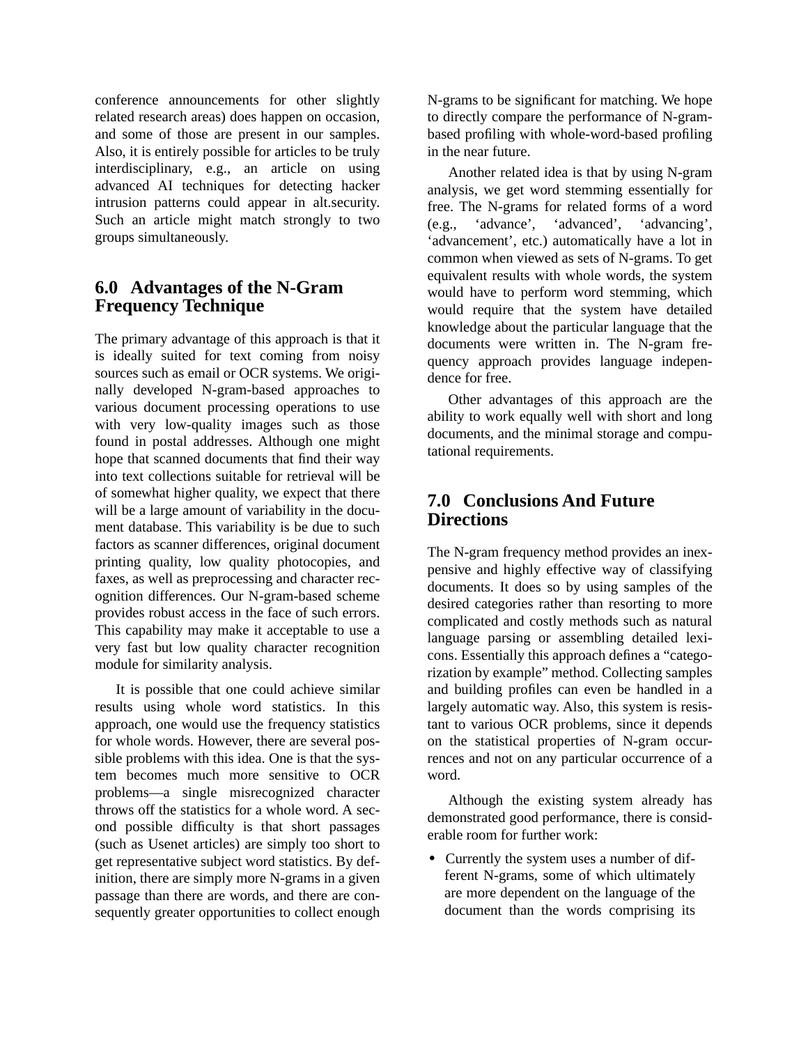conference announcements for other slightly related research areas) does happen on occasion, and some of those are present in our samples. Also, it is entirely possible for articles to be truly interdisciplinary, e.g., an article on using advanced AI techniques for detecting hacker intrusion patterns could appear in alt.security. Such an article might match strongly to two groups simultaneously.

## 6.0 Advantages of the N-Gram Frequency Technique

The primary advantage of this approach is that it is ideally suited for text coming from noisy sources such as email or OCR systems. We originally developed N-gram-based approaches to various document processing operations to use with very low-quality images such as those found in postal addresses. Although one might hope that scanned documents that find their way into text collections suitable for retrieval will be of somewhat higher quality, we expect that there will be a large amount of variability in the document database. This variability is be due to such factors as scanner differences, original document printing quality, low quality photocopies, and faxes, as well as preprocessing and character recognition differences. Our N-gram-based scheme provides robust access in the face of such errors. This capability may make it acceptable to use a very fast but low quality character recognition module for similarity analysis.

It is possible that one could achieve similar results using whole word statistics. In this approach, one would use the frequency statistics for whole words. However, there are several possible problems with this idea. One is that the system becomes much more sensitive to OCR problems—a single misrecognized character throws off the statistics for a whole word. A second possible difficulty is that short passages (such as Usenet articles) are simply too short to get representative subject word statistics. By definition, there are simply more N-grams in a given passage than there are words, and there are consequently greater opportunities to collect enough N-grams to be significant for matching. We hope to directly compare the performance of N-gram-based profiling with whole-word-based profiling in the near future.

Another related idea is that by using N-gram analysis, we get word stemming essentially for free. The N-grams for related forms of a word (e.g., 'advance', 'advanced', 'advancing', 'advancement', etc.) automatically have a lot in common when viewed as sets of N-grams. To get equivalent results with whole words, the system would have to perform word stemming, which would require that the system have detailed knowledge about the particular language that the documents were written in. The N-gram frequency approach provides language independence for free.

Other advantages of this approach are the ability to work equally well with short and long documents, and the minimal storage and computational requirements.

## 7.0 Conclusions And Future Directions

The N-gram frequency method provides an inexpensive and highly effective way of classifying documents. It does so by using samples of the desired categories rather than resorting to more complicated and costly methods such as natural language parsing or assembling detailed lexicons. Essentially this approach defines a "categorization by example" method. Collecting samples and building profiles can even be handled in a largely automatic way. Also, this system is resistant to various OCR problems, since it depends on the statistical properties of N-gram occurrences and not on any particular occurrence of a word.

Although the existing system already has demonstrated good performance, there is considerable room for further work:

- Currently the system uses a number of different N-grams, some of which ultimately are more dependent on the language of the document than the words comprising its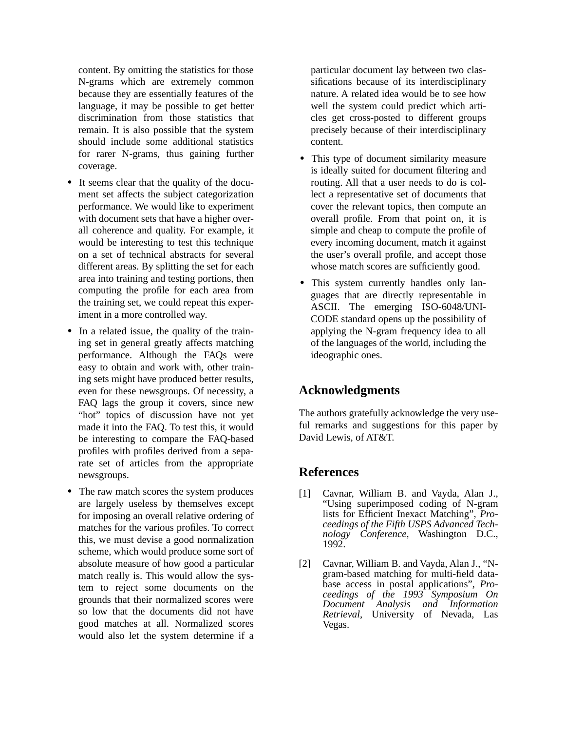content. By omitting the statistics for those N-grams which are extremely common because they are essentially features of the language, it may be possible to get better discrimination from those statistics that remain. It is also possible that the system should include some additional statistics for rarer N-grams, thus gaining further coverage.

- It seems clear that the quality of the document set affects the subject categorization performance. We would like to experiment with document sets that have a higher overall coherence and quality. For example, it would be interesting to test this technique on a set of technical abstracts for several different areas. By splitting the set for each area into training and testing portions, then computing the profile for each area from the training set, we could repeat this experiment in a more controlled way.
- In a related issue, the quality of the training set in general greatly affects matching performance. Although the FAQs were easy to obtain and work with, other training sets might have produced better results, even for these newsgroups. Of necessity, a FAQ lags the group it covers, since new "hot" topics of discussion have not yet made it into the FAQ. To test this, it would be interesting to compare the FAQ-based profiles with profiles derived from a separate set of articles from the appropriate newsgroups.
- The raw match scores the system produces are largely useless by themselves except for imposing an overall relative ordering of matches for the various profiles. To correct this, we must devise a good normalization scheme, which would produce some sort of absolute measure of how good a particular match really is. This would allow the system to reject some documents on the grounds that their normalized scores were so low that the documents did not have good matches at all. Normalized scores would also let the system determine if a particular document lay between two classifications because of its interdisciplinary nature. A related idea would be to see how well the system could predict which articles get cross-posted to different groups precisely because of their interdisciplinary content.
- This type of document similarity measure is ideally suited for document filtering and routing. All that a user needs to do is collect a representative set of documents that cover the relevant topics, then compute an overall profile. From that point on, it is simple and cheap to compute the profile of every incoming document, match it against the user's overall profile, and accept those whose match scores are sufficiently good.
- This system currently handles only languages that are directly representable in ASCII. The emerging ISO-6048/UNICODE standard opens up the possibility of applying the N-gram frequency idea to all of the languages of the world, including the ideographic ones.

## Acknowledgments

The authors gratefully acknowledge the very useful remarks and suggestions for this paper by David Lewis, of AT&T.

## References

[1] Cavnar, William B. and Vayda, Alan J., "Using superimposed coding of N-gram lists for Efficient Inexact Matching", *Proceedings of the Fifth USPS Advanced Technology Conference*, Washington D.C., 1992.

[2] Cavnar, William B. and Vayda, Alan J., "N-gram-based matching for multi-field database access in postal applications", *Proceedings of the 1993 Symposium On Document Analysis and Information Retrieval*, University of Nevada, Las Vegas.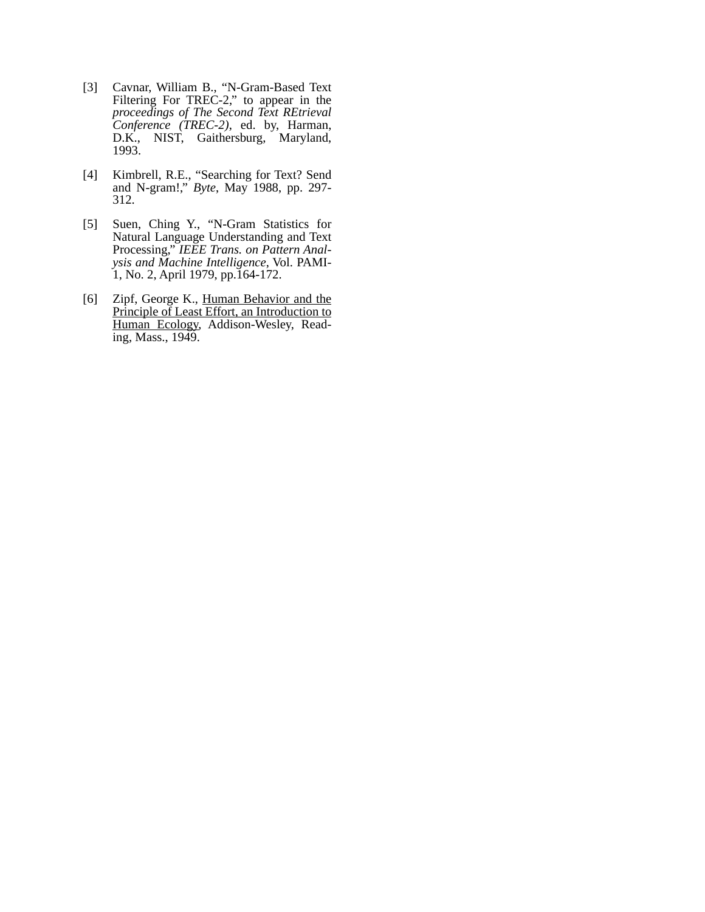[3] Cavnar, William B., “N-Gram-Based Text Filtering For TREC-2,” to appear in the *proceedings of The Second Text REtrieval Conference (TREC-2)*, ed. by, Harman, D.K., NIST, Gaithersburg, Maryland, 1993.

[4] Kimbrell, R.E., “Searching for Text? Send and N-gram!,” *Byte*, May 1988, pp. 297-312.

[5] Suen, Ching Y., “N-Gram Statistics for Natural Language Understanding and Text Processing,” *IEEE Trans. on Pattern Analysis and Machine Intelligence*, Vol. PAMI-1, No. 2, April 1979, pp.164-172.

[6] Zipf, George K., Human Behavior and the Principle of Least Effort, an Introduction to Human Ecology, Addison-Wesley, Reading, Mass., 1949.